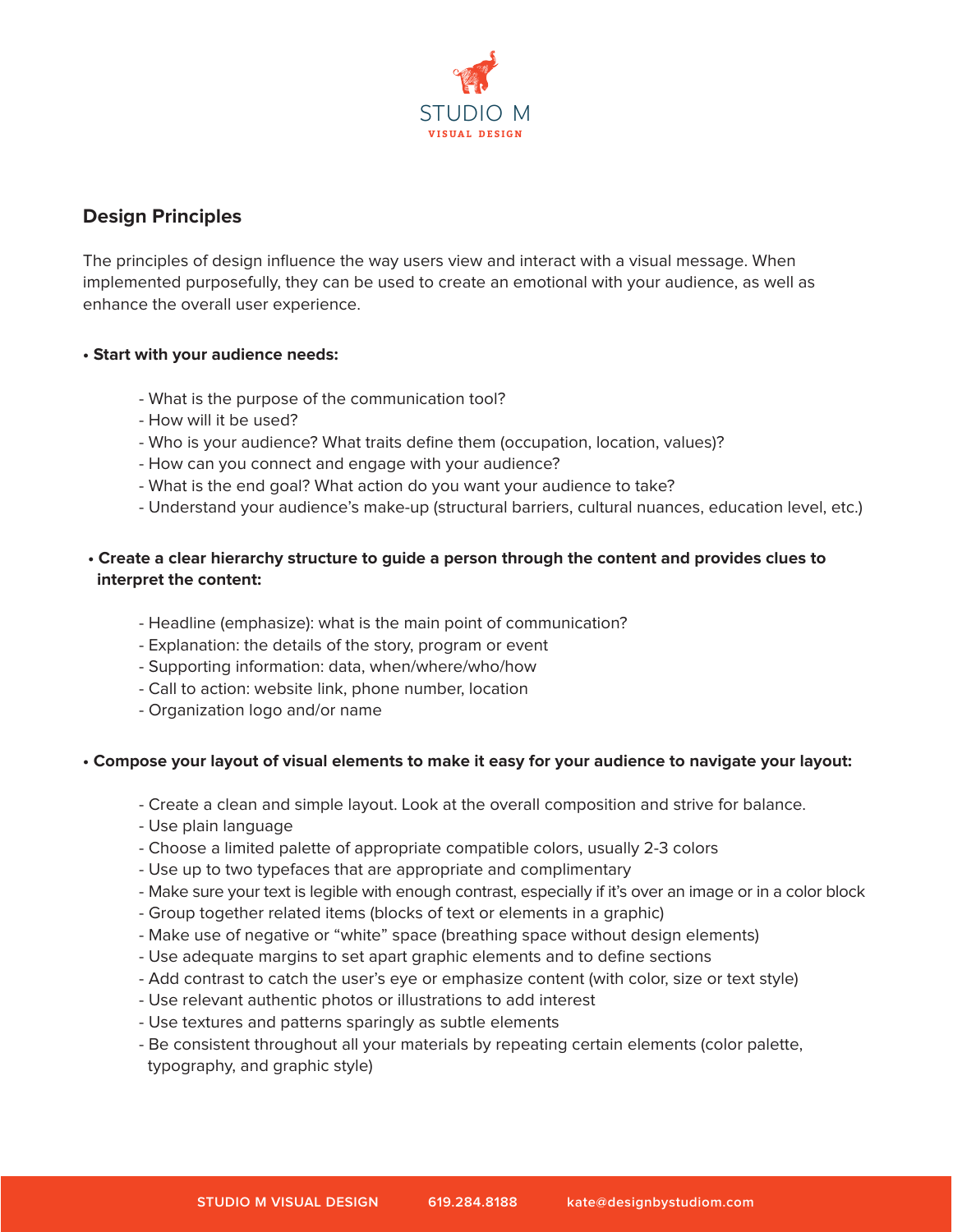STUDIO M

VISUAL DESIGN

## Design Principles

The principles of design influence the way users view and interact with a visual message. When implemented purposefully, they can be used to create an emotional with your audience, as well as enhance the overall user experience.

**• Start with your audience needs:**

- What is the purpose of the communication tool?
- How will it be used?
- Who is your audience? What traits define them (occupation, location, values)?
- How can you connect and engage with your audience?
- What is the end goal? What action do you want your audience to take?
- Understand your audience's make-up (structural barriers, cultural nuances, education level, etc.)

**• Create a clear hierarchy structure to guide a person through the content and provides clues to interpret the content:**

- Headline (emphasize): what is the main point of communication?
- Explanation: the details of the story, program or event
- Supporting information: data, when/where/who/how
- Call to action: website link, phone number, location
- Organization logo and/or name

**• Compose your layout of visual elements to make it easy for your audience to navigate your layout:**

- Create a clean and simple layout. Look at the overall composition and strive for balance.
- Use plain language
- Choose a limited palette of appropriate compatible colors, usually 2-3 colors
- Use up to two typefaces that are appropriate and complimentary
- Make sure your text is legible with enough contrast, especially if it's over an image or in a color block
- Group together related items (blocks of text or elements in a graphic)
- Make use of negative or "white" space (breathing space without design elements)
- Use adequate margins to set apart graphic elements and to define sections
- Add contrast to catch the user's eye or emphasize content (with color, size or text style)
- Use relevant authentic photos or illustrations to add interest
- Use textures and patterns sparingly as subtle elements
- Be consistent throughout all your materials by repeating certain elements (color palette, typography, and graphic style)

STUDIO M VISUAL DESIGN    619.284.8188    kate@designbystudiom.com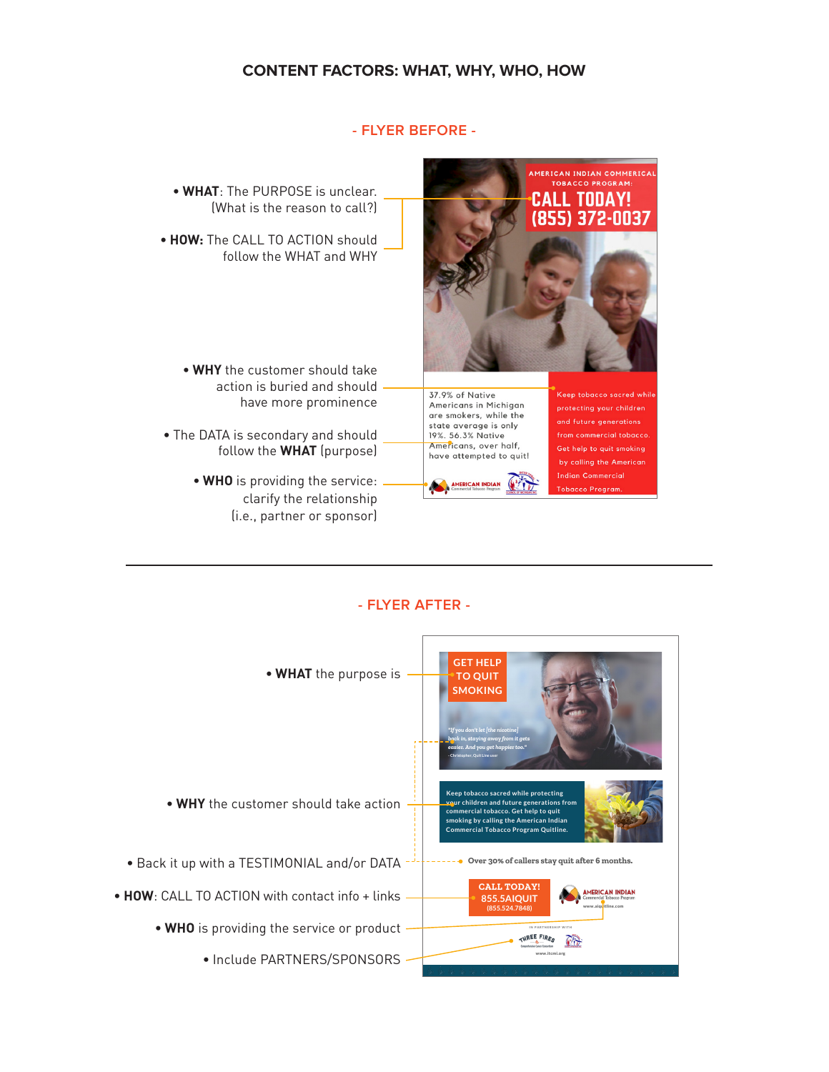## CONTENT FACTORS: WHAT, WHY, WHO, HOW

### - FLYER BEFORE -

- **WHAT**: The PURPOSE is unclear. (What is the reason to call?)
- **HOW:** The CALL TO ACTION should follow the WHAT and WHY
- **WHY** the customer should take action is buried and should have more prominence
- The DATA is secondary and should follow the **WHAT** (purpose)
- **WHO** is providing the service: clarify the relationship (i.e., partner or sponsor)

AMERICAN INDIAN COMMERICAL TOBACCO PROGRAM:

CALL TODAY!
(855) 372-0037

37.9% of Native Americans in Michigan are smokers, while the state average is only 19%. 56.3% Native Americans, over half, have attempted to quit!

Keep tobacco sacred while protecting your children and future generations from commercial tobacco. Get help to quit smoking by calling the American Indian Commercial Tobacco Program.

AMERICAN INDIAN Commercial Tobacco Program

---

### - FLYER AFTER -

- **WHAT** the purpose is
- **WHY** the customer should take action
- Back it up with a TESTIMONIAL and/or DATA
- **HOW**: CALL TO ACTION with contact info + links
- **WHO** is providing the service or product
- Include PARTNERS/SPONSORS

GET HELP TO QUIT SMOKING

*"If you don't let [the nicotine] back in, staying away from it gets easier. And you get happier too."*
- Christopher, Quit Line user

Keep tobacco sacred while protecting your children and future generations from commercial tobacco. Get help to quit smoking by calling the American Indian Commercial Tobacco Program Quitline.

Over 30% of callers stay quit after 6 months.

CALL TODAY!
855.5AIQUIT
(855.524.7848)

AMERICAN INDIAN Commercial Tobacco Program
www.aiquitline.com

IN PARTNERSHIP WITH

THREE FIRES Comprehensive Cancer Consortium

www.itcmi.org